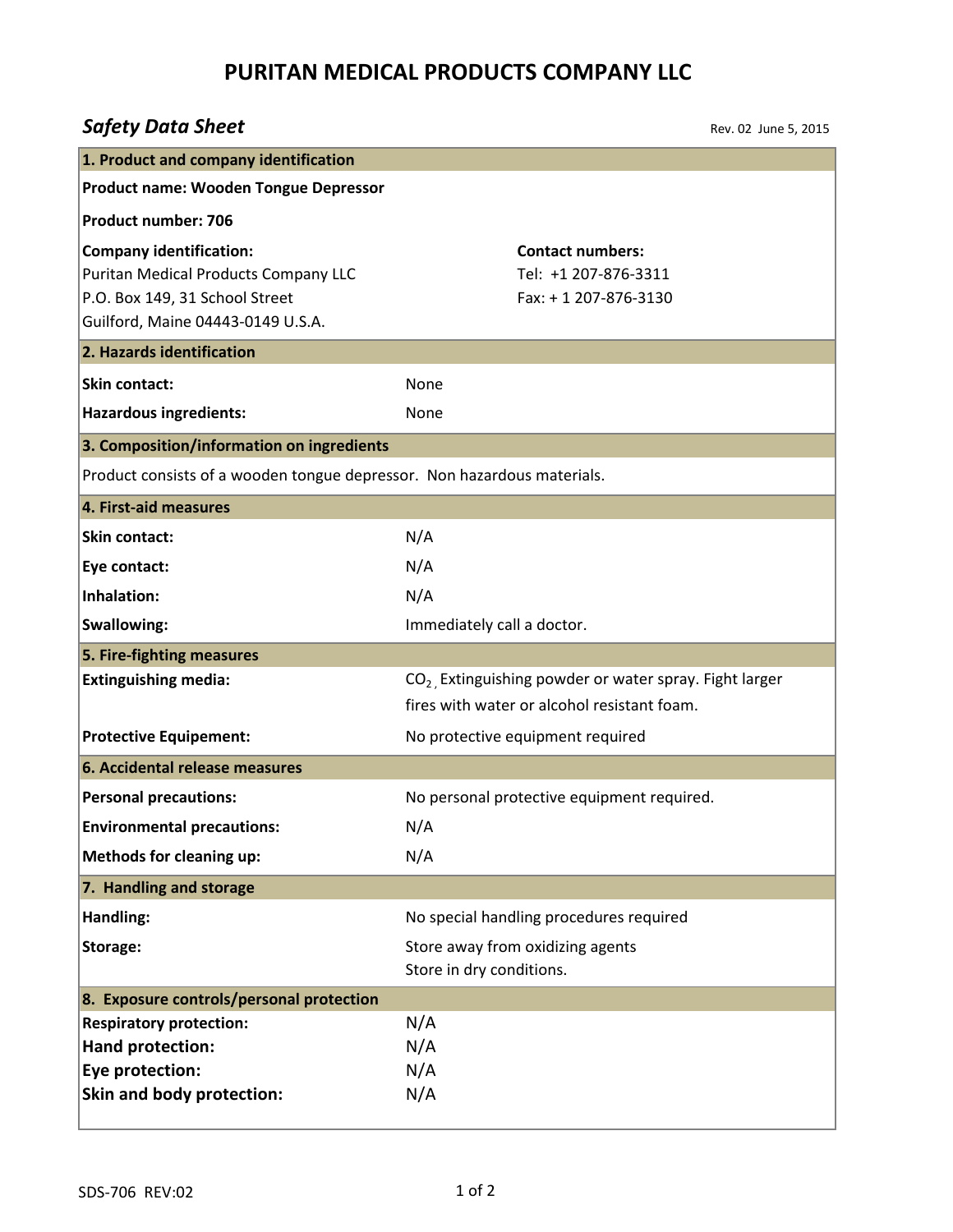# PURITAN MEDICAL PRODUCTS COMPANY LLC

## *Safety Data Sheet*

Rev. 02 June 5, 2015

### 1. Product and company identification

**Product name: Wooden Tongue Depressor**

**Product number: 706**

**Company identification:**
Puritan Medical Products Company LLC
P.O. Box 149, 31 School Street
Guilford, Maine 04443-0149 U.S.A.

**Contact numbers:**
Tel: +1 207-876-3311
Fax: + 1 207-876-3130

### 2. Hazards identification

| | |
|---|---|
| **Skin contact:** | None |
| **Hazardous ingredients:** | None |

### 3. Composition/information on ingredients

Product consists of a wooden tongue depressor. Non hazardous materials.

### 4. First-aid measures

| | |
|---|---|
| **Skin contact:** | N/A |
| **Eye contact:** | N/A |
| **Inhalation:** | N/A |
| **Swallowing:** | Immediately call a doctor. |

### 5. Fire-fighting measures

| | |
|---|---|
| **Extinguishing media:** | $CO_2$, Extinguishing powder or water spray. Fight larger fires with water or alcohol resistant foam. |
| **Protective Equipement:** | No protective equipment required |

### 6. Accidental release measures

| | |
|---|---|
| **Personal precautions:** | No personal protective equipment required. |
| **Environmental precautions:** | N/A |
| **Methods for cleaning up:** | N/A |

### 7. Handling and storage

| | |
|---|---|
| **Handling:** | No special handling procedures required |
| **Storage:** | Store away from oxidizing agents<br>Store in dry conditions. |

### 8. Exposure controls/personal protection

| | |
|---|---|
| **Respiratory protection:** | N/A |
| **Hand protection:** | N/A |
| **Eye protection:** | N/A |
| **Skin and body protection:** | N/A |

SDS-706 REV:02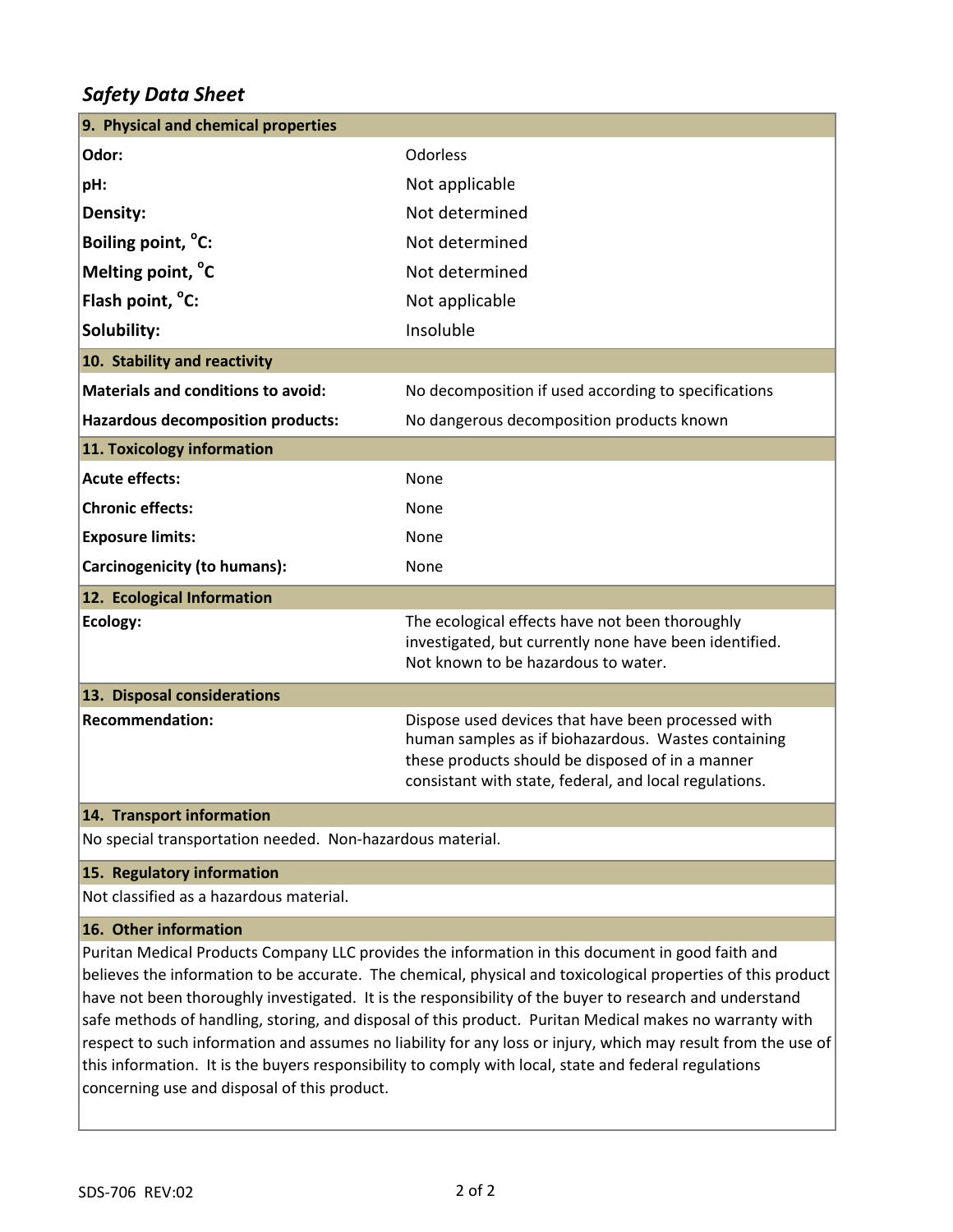*Safety Data Sheet*

| 9. Physical and chemical properties | |
|---|---|
| **Odor:** | Odorless |
| **pH:** | Not applicable |
| **Density:** | Not determined |
| **Boiling point, °C:** | Not determined |
| **Melting point, °C** | Not determined |
| **Flash point, °C:** | Not applicable |
| **Solubility:** | Insoluble |

| 10. Stability and reactivity | |
|---|---|
| **Materials and conditions to avoid:** | No decomposition if used according to specifications |
| **Hazardous decomposition products:** | No dangerous decomposition products known |

| 11. Toxicology information | |
|---|---|
| **Acute effects:** | None |
| **Chronic effects:** | None |
| **Exposure limits:** | None |
| **Carcinogenicity (to humans):** | None |

| 12. Ecological Information | |
|---|---|
| **Ecology:** | The ecological effects have not been thoroughly investigated, but currently none have been identified. Not known to be hazardous to water. |

| 13. Disposal considerations | |
|---|---|
| **Recommendation:** | Dispose used devices that have been processed with human samples as if biohazardous. Wastes containing these products should be disposed of in a manner consistant with state, federal, and local regulations. |

**14. Transport information**

No special transportation needed. Non-hazardous material.

**15. Regulatory information**

Not classified as a hazardous material.

**16. Other information**

Puritan Medical Products Company LLC provides the information in this document in good faith and believes the information to be accurate. The chemical, physical and toxicological properties of this product have not been thoroughly investigated. It is the responsibility of the buyer to research and understand safe methods of handling, storing, and disposal of this product. Puritan Medical makes no warranty with respect to such information and assumes no liability for any loss or injury, which may result from the use of this information. It is the buyers responsibility to comply with local, state and federal regulations concerning use and disposal of this product.

SDS-706 REV:02